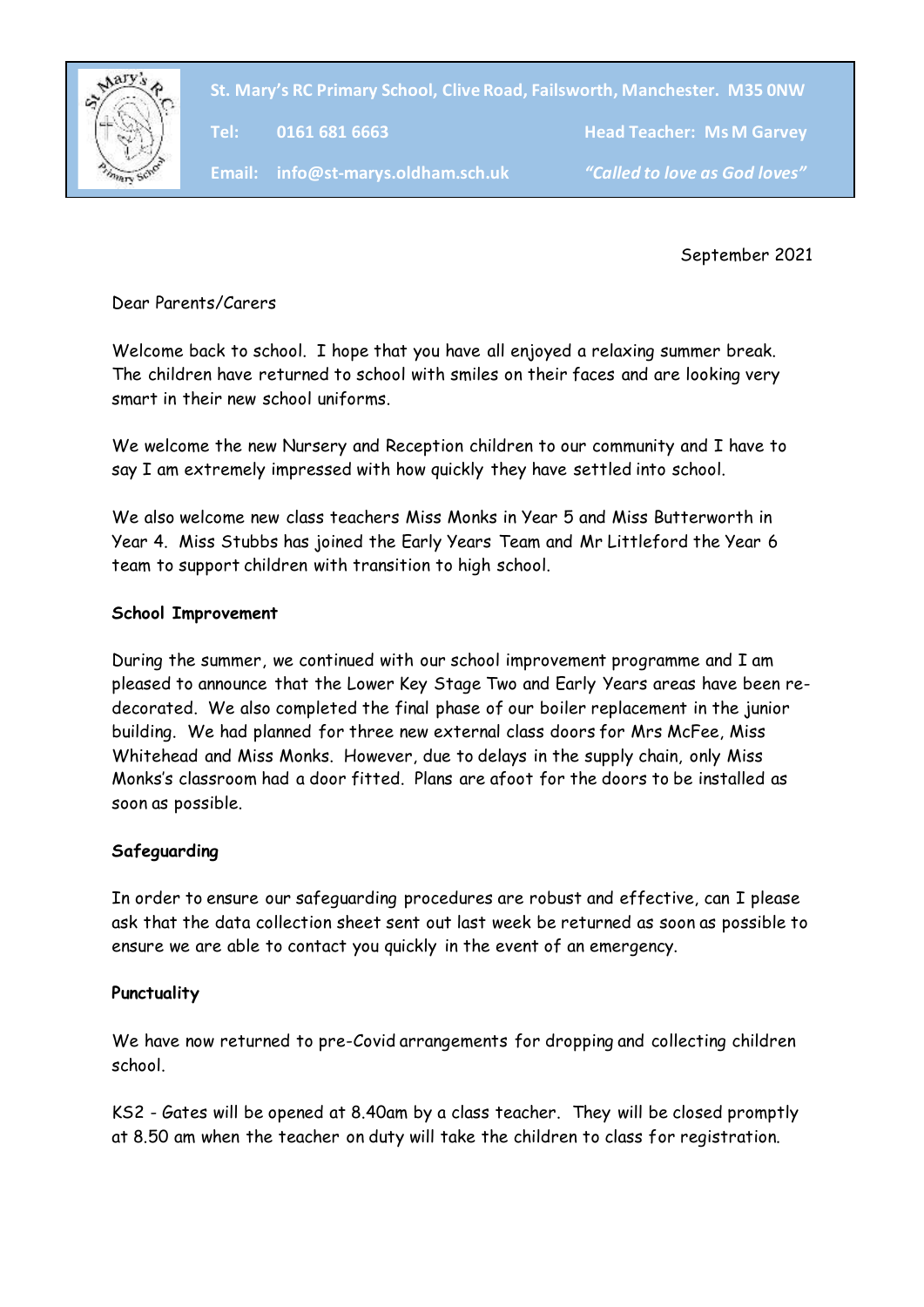St. Mary's RC Primary School, Clive Road, Failsworth, Manchester. M35 0NW

Tel: 0161 681 6663 | Head Teacher: Ms M Garvey

Email: info@st-marys.oldham.sch.uk | *"Called to love as God loves"*

September 2021

Dear Parents/Carers

Welcome back to school. I hope that you have all enjoyed a relaxing summer break. The children have returned to school with smiles on their faces and are looking very smart in their new school uniforms.

We welcome the new Nursery and Reception children to our community and I have to say I am extremely impressed with how quickly they have settled into school.

We also welcome new class teachers Miss Monks in Year 5 and Miss Butterworth in Year 4. Miss Stubbs has joined the Early Years Team and Mr Littleford the Year 6 team to support children with transition to high school.

**School Improvement**

During the summer, we continued with our school improvement programme and I am pleased to announce that the Lower Key Stage Two and Early Years areas have been re-decorated. We also completed the final phase of our boiler replacement in the junior building. We had planned for three new external class doors for Mrs McFee, Miss Whitehead and Miss Monks. However, due to delays in the supply chain, only Miss Monks's classroom had a door fitted. Plans are afoot for the doors to be installed as soon as possible.

**Safeguarding**

In order to ensure our safeguarding procedures are robust and effective, can I please ask that the data collection sheet sent out last week be returned as soon as possible to ensure we are able to contact you quickly in the event of an emergency.

**Punctuality**

We have now returned to pre-Covid arrangements for dropping and collecting children school.

KS2 - Gates will be opened at 8.40am by a class teacher. They will be closed promptly at 8.50 am when the teacher on duty will take the children to class for registration.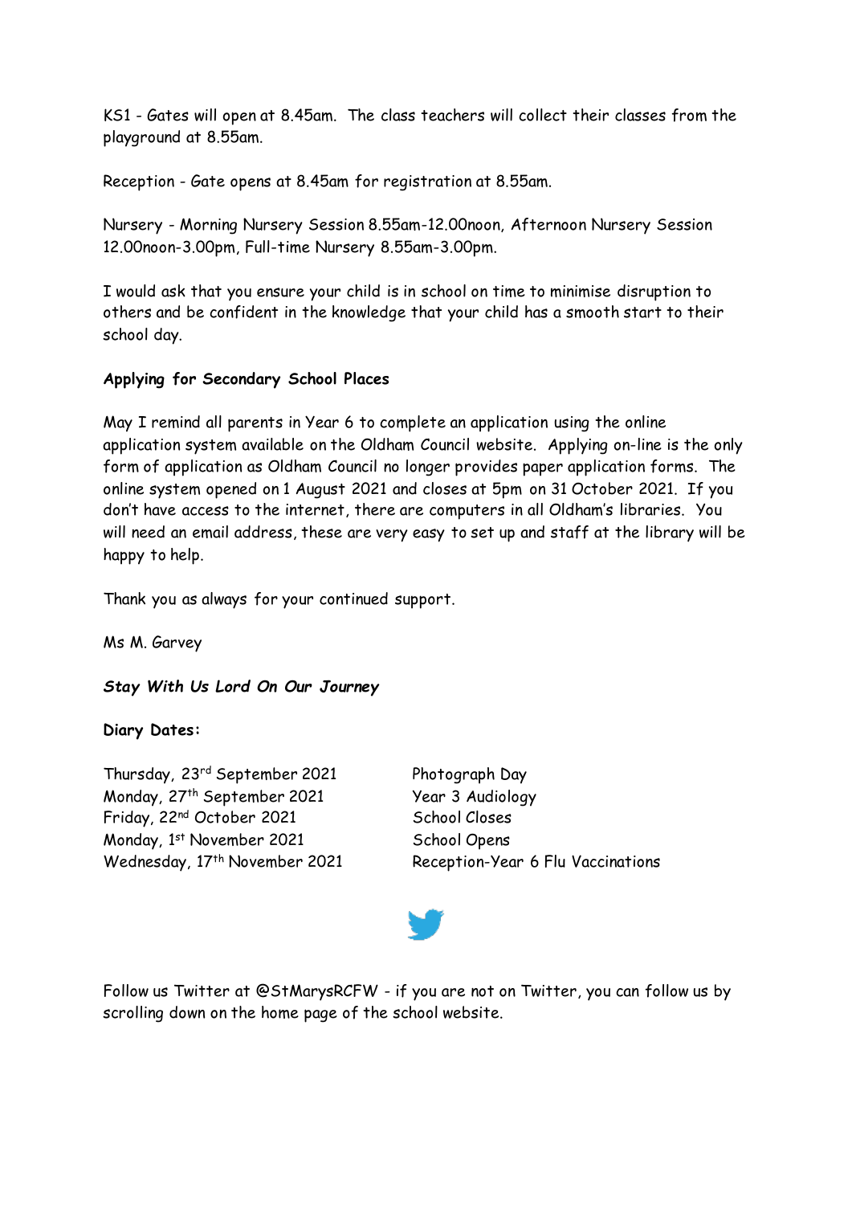KS1 - Gates will open at 8.45am. The class teachers will collect their classes from the playground at 8.55am.

Reception - Gate opens at 8.45am for registration at 8.55am.

Nursery - Morning Nursery Session 8.55am-12.00noon, Afternoon Nursery Session 12.00noon-3.00pm, Full-time Nursery 8.55am-3.00pm.

I would ask that you ensure your child is in school on time to minimise disruption to others and be confident in the knowledge that your child has a smooth start to their school day.

**Applying for Secondary School Places**

May I remind all parents in Year 6 to complete an application using the online application system available on the Oldham Council website. Applying on-line is the only form of application as Oldham Council no longer provides paper application forms. The online system opened on 1 August 2021 and closes at 5pm on 31 October 2021. If you don't have access to the internet, there are computers in all Oldham's libraries. You will need an email address, these are very easy to set up and staff at the library will be happy to help.

Thank you as always for your continued support.

Ms M. Garvey

***Stay With Us Lord On Our Journey***

**Diary Dates:**

| | |
|---|---|
| Thursday, 23rd September 2021 | Photograph Day |
| Monday, 27th September 2021 | Year 3 Audiology |
| Friday, 22nd October 2021 | School Closes |
| Monday, 1st November 2021 | School Opens |
| Wednesday, 17th November 2021 | Reception-Year 6 Flu Vaccinations |

Follow us Twitter at @StMarysRCFW - if you are not on Twitter, you can follow us by scrolling down on the home page of the school website.